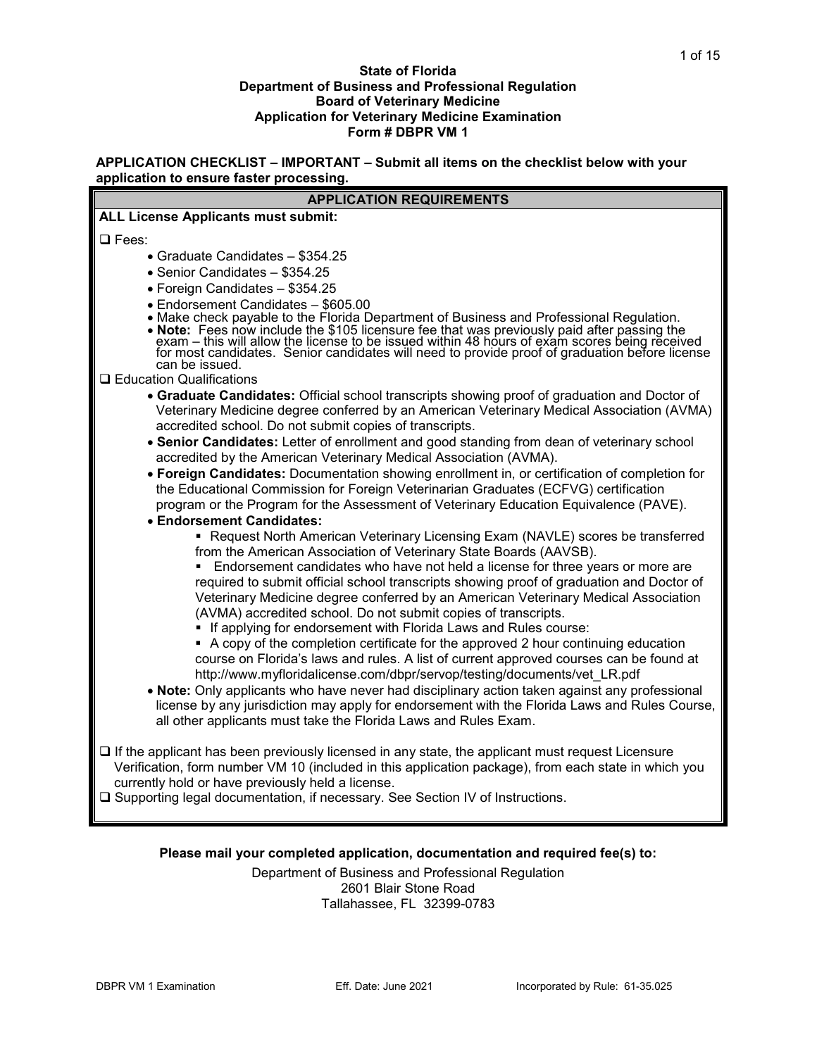**State of Florida**
**Department of Business and Professional Regulation**
**Board of Veterinary Medicine**
**Application for Veterinary Medicine Examination**
**Form # DBPR VM 1**

**APPLICATION CHECKLIST – IMPORTANT – Submit all items on the checklist below with your application to ensure faster processing.**

## APPLICATION REQUIREMENTS

**ALL License Applicants must submit:**

❑ Fees:

- Graduate Candidates – $354.25
- Senior Candidates – $354.25
- Foreign Candidates – $354.25
- Endorsement Candidates – $605.00
- Make check payable to the Florida Department of Business and Professional Regulation.
- **Note:** Fees now include the $105 licensure fee that was previously paid after passing the exam – this will allow the license to be issued within 48 hours of exam scores being received for most candidates. Senior candidates will need to provide proof of graduation before license can be issued.

❑ Education Qualifications

- **Graduate Candidates:** Official school transcripts showing proof of graduation and Doctor of Veterinary Medicine degree conferred by an American Veterinary Medical Association (AVMA) accredited school. Do not submit copies of transcripts.
- **Senior Candidates:** Letter of enrollment and good standing from dean of veterinary school accredited by the American Veterinary Medical Association (AVMA).
- **Foreign Candidates:** Documentation showing enrollment in, or certification of completion for the Educational Commission for Foreign Veterinarian Graduates (ECFVG) certification program or the Program for the Assessment of Veterinary Education Equivalence (PAVE).
- **Endorsement Candidates:**
  - Request North American Veterinary Licensing Exam (NAVLE) scores be transferred from the American Association of Veterinary State Boards (AAVSB).
  - Endorsement candidates who have not held a license for three years or more are required to submit official school transcripts showing proof of graduation and Doctor of Veterinary Medicine degree conferred by an American Veterinary Medical Association (AVMA) accredited school. Do not submit copies of transcripts.
  - If applying for endorsement with Florida Laws and Rules course:
  - A copy of the completion certificate for the approved 2 hour continuing education course on Florida's laws and rules. A list of current approved courses can be found at http://www.myfloridalicense.com/dbpr/servop/testing/documents/vet_LR.pdf
- **Note:** Only applicants who have never had disciplinary action taken against any professional license by any jurisdiction may apply for endorsement with the Florida Laws and Rules Course, all other applicants must take the Florida Laws and Rules Exam.

❑ If the applicant has been previously licensed in any state, the applicant must request Licensure Verification, form number VM 10 (included in this application package), from each state in which you currently hold or have previously held a license.

❑ Supporting legal documentation, if necessary. See Section IV of Instructions.

**Please mail your completed application, documentation and required fee(s) to:**

Department of Business and Professional Regulation
2601 Blair Stone Road
Tallahassee, FL 32399-0783

DBPR VM 1 Examination | Eff. Date: June 2021 | Incorporated by Rule: 61-35.025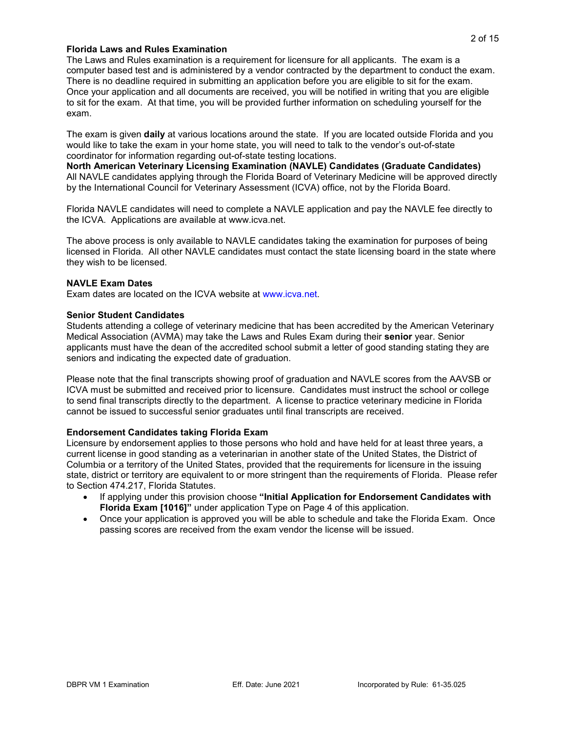**Florida Laws and Rules Examination**

The Laws and Rules examination is a requirement for licensure for all applicants. The exam is a computer based test and is administered by a vendor contracted by the department to conduct the exam. There is no deadline required in submitting an application before you are eligible to sit for the exam. Once your application and all documents are received, you will be notified in writing that you are eligible to sit for the exam. At that time, you will be provided further information on scheduling yourself for the exam.

The exam is given **daily** at various locations around the state. If you are located outside Florida and you would like to take the exam in your home state, you will need to talk to the vendor's out-of-state coordinator for information regarding out-of-state testing locations.

**North American Veterinary Licensing Examination (NAVLE) Candidates (Graduate Candidates)**

All NAVLE candidates applying through the Florida Board of Veterinary Medicine will be approved directly by the International Council for Veterinary Assessment (ICVA) office, not by the Florida Board.

Florida NAVLE candidates will need to complete a NAVLE application and pay the NAVLE fee directly to the ICVA. Applications are available at www.icva.net.

The above process is only available to NAVLE candidates taking the examination for purposes of being licensed in Florida. All other NAVLE candidates must contact the state licensing board in the state where they wish to be licensed.

**NAVLE Exam Dates**

Exam dates are located on the ICVA website at www.icva.net.

**Senior Student Candidates**

Students attending a college of veterinary medicine that has been accredited by the American Veterinary Medical Association (AVMA) may take the Laws and Rules Exam during their **senior** year. Senior applicants must have the dean of the accredited school submit a letter of good standing stating they are seniors and indicating the expected date of graduation.

Please note that the final transcripts showing proof of graduation and NAVLE scores from the AAVSB or ICVA must be submitted and received prior to licensure. Candidates must instruct the school or college to send final transcripts directly to the department. A license to practice veterinary medicine in Florida cannot be issued to successful senior graduates until final transcripts are received.

**Endorsement Candidates taking Florida Exam**

Licensure by endorsement applies to those persons who hold and have held for at least three years, a current license in good standing as a veterinarian in another state of the United States, the District of Columbia or a territory of the United States, provided that the requirements for licensure in the issuing state, district or territory are equivalent to or more stringent than the requirements of Florida. Please refer to Section 474.217, Florida Statutes.

- If applying under this provision choose **"Initial Application for Endorsement Candidates with Florida Exam [1016]"** under application Type on Page 4 of this application.
- Once your application is approved you will be able to schedule and take the Florida Exam. Once passing scores are received from the exam vendor the license will be issued.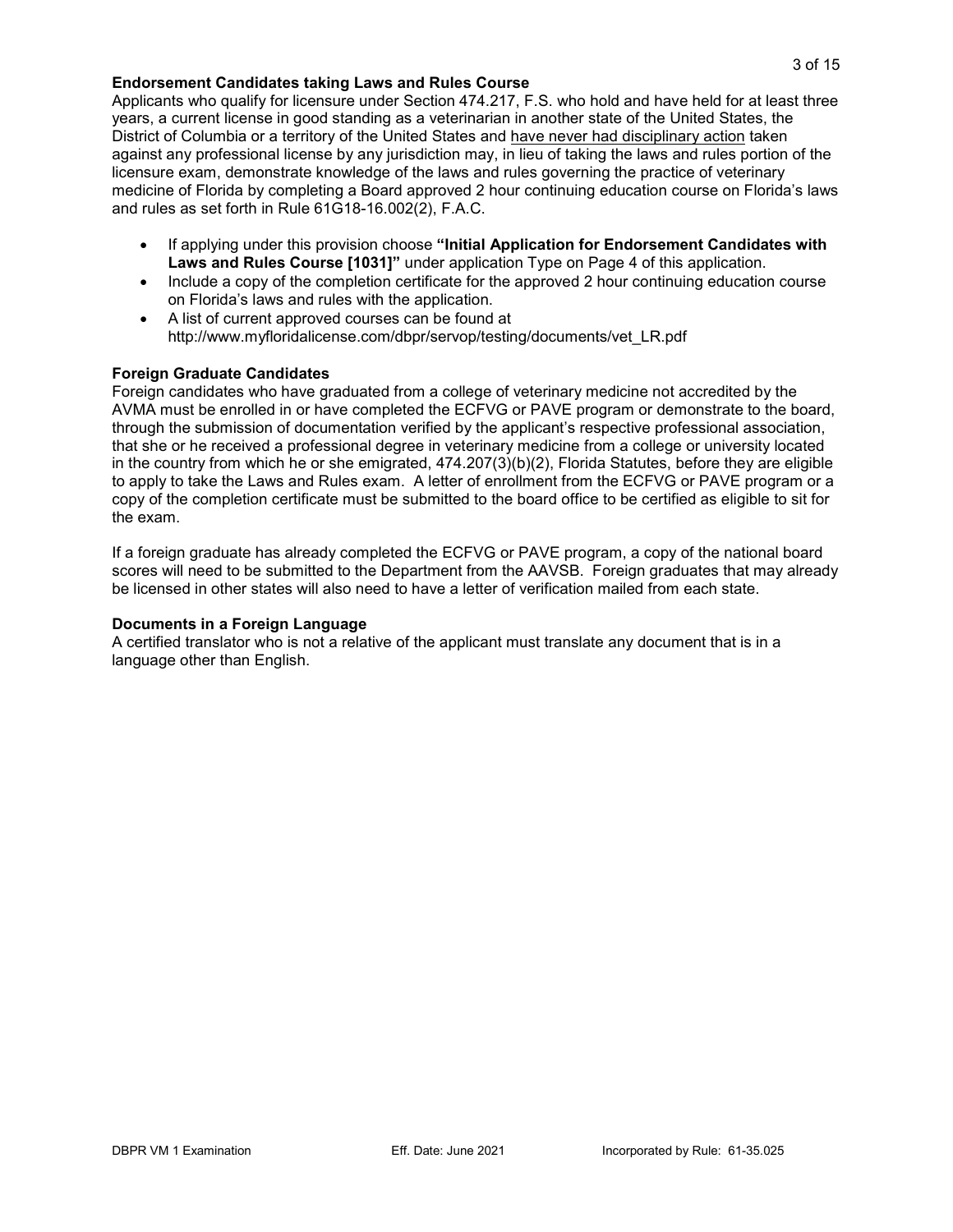**Endorsement Candidates taking Laws and Rules Course**

Applicants who qualify for licensure under Section 474.217, F.S. who hold and have held for at least three years, a current license in good standing as a veterinarian in another state of the United States, the District of Columbia or a territory of the United States and have never had disciplinary action taken against any professional license by any jurisdiction may, in lieu of taking the laws and rules portion of the licensure exam, demonstrate knowledge of the laws and rules governing the practice of veterinary medicine of Florida by completing a Board approved 2 hour continuing education course on Florida's laws and rules as set forth in Rule 61G18-16.002(2), F.A.C.

- If applying under this provision choose **"Initial Application for Endorsement Candidates with Laws and Rules Course [1031]"** under application Type on Page 4 of this application.
- Include a copy of the completion certificate for the approved 2 hour continuing education course on Florida's laws and rules with the application.
- A list of current approved courses can be found at http://www.myfloridalicense.com/dbpr/servop/testing/documents/vet_LR.pdf

**Foreign Graduate Candidates**

Foreign candidates who have graduated from a college of veterinary medicine not accredited by the AVMA must be enrolled in or have completed the ECFVG or PAVE program or demonstrate to the board, through the submission of documentation verified by the applicant's respective professional association, that she or he received a professional degree in veterinary medicine from a college or university located in the country from which he or she emigrated, 474.207(3)(b)(2), Florida Statutes, before they are eligible to apply to take the Laws and Rules exam. A letter of enrollment from the ECFVG or PAVE program or a copy of the completion certificate must be submitted to the board office to be certified as eligible to sit for the exam.

If a foreign graduate has already completed the ECFVG or PAVE program, a copy of the national board scores will need to be submitted to the Department from the AAVSB. Foreign graduates that may already be licensed in other states will also need to have a letter of verification mailed from each state.

**Documents in a Foreign Language**

A certified translator who is not a relative of the applicant must translate any document that is in a language other than English.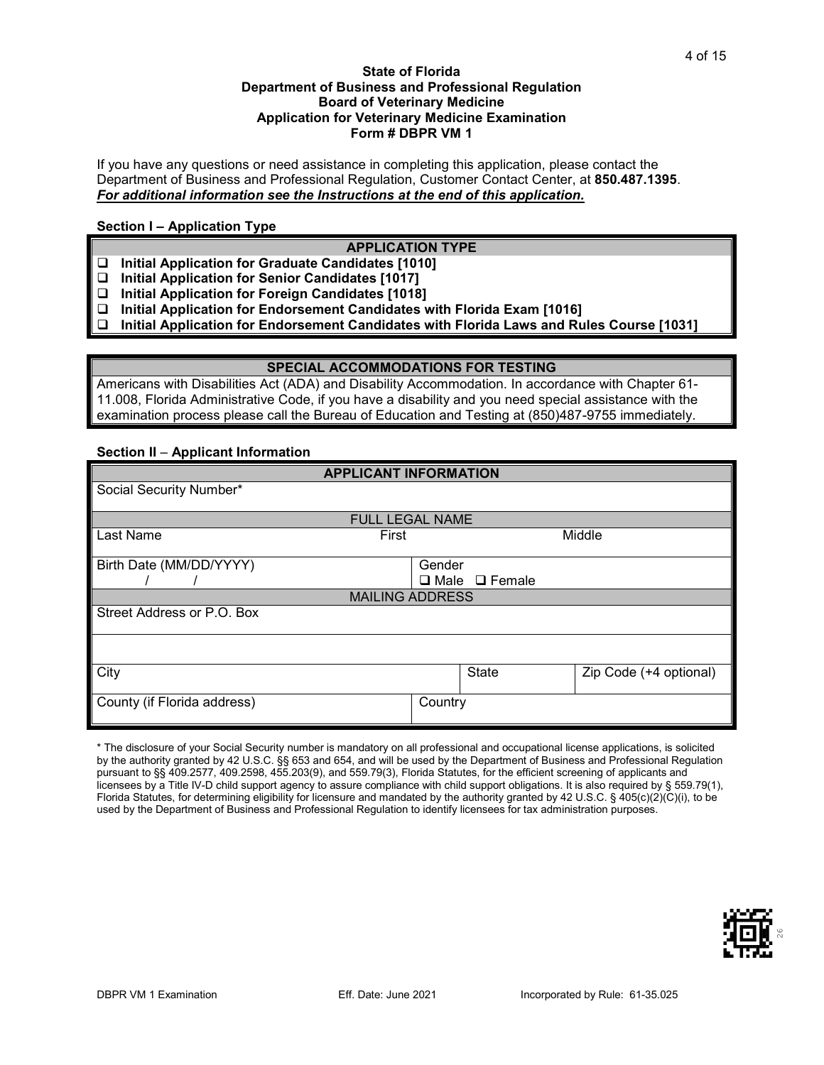**State of Florida**
**Department of Business and Professional Regulation**
**Board of Veterinary Medicine**
**Application for Veterinary Medicine Examination**
**Form # DBPR VM 1**

If you have any questions or need assistance in completing this application, please contact the Department of Business and Professional Regulation, Customer Contact Center, at **850.487.1395**.
***For additional information see the Instructions at the end of this application.***

**Section I – Application Type**

| APPLICATION TYPE |
|---|
| ❑ **Initial Application for Graduate Candidates [1010]** |
| ❑ **Initial Application for Senior Candidates [1017]** |
| ❑ **Initial Application for Foreign Candidates [1018]** |
| ❑ **Initial Application for Endorsement Candidates with Florida Exam [1016]** |
| ❑ **Initial Application for Endorsement Candidates with Florida Laws and Rules Course [1031]** |

| SPECIAL ACCOMMODATIONS FOR TESTING |
|---|
| Americans with Disabilities Act (ADA) and Disability Accommodation. In accordance with Chapter 61-11.008, Florida Administrative Code, if you have a disability and you need special assistance with the examination process please call the Bureau of Education and Testing at (850)487-9755 immediately. |

**Section II – Applicant Information**

| APPLICANT INFORMATION | | | |
|---|---|---|---|
| Social Security Number* | | | |
| FULL LEGAL NAME | | | |
| Last Name | First | | Middle |
| Birth Date (MM/DD/YYYY) / / | Gender ❑ Male ❑ Female | | |
| MAILING ADDRESS | | | |
| Street Address or P.O. Box | | | |
| | | | |
| City | | State | Zip Code (+4 optional) |
| County (if Florida address) | Country | | |

\* The disclosure of your Social Security number is mandatory on all professional and occupational license applications, is solicited by the authority granted by 42 U.S.C. §§ 653 and 654, and will be used by the Department of Business and Professional Regulation pursuant to §§ 409.2577, 409.2598, 455.203(9), and 559.79(3), Florida Statutes, for the efficient screening of applicants and licensees by a Title IV-D child support agency to assure compliance with child support obligations. It is also required by § 559.79(1), Florida Statutes, for determining eligibility for licensure and mandated by the authority granted by 42 U.S.C. § 405(c)(2)(C)(i), to be used by the Department of Business and Professional Regulation to identify licensees for tax administration purposes.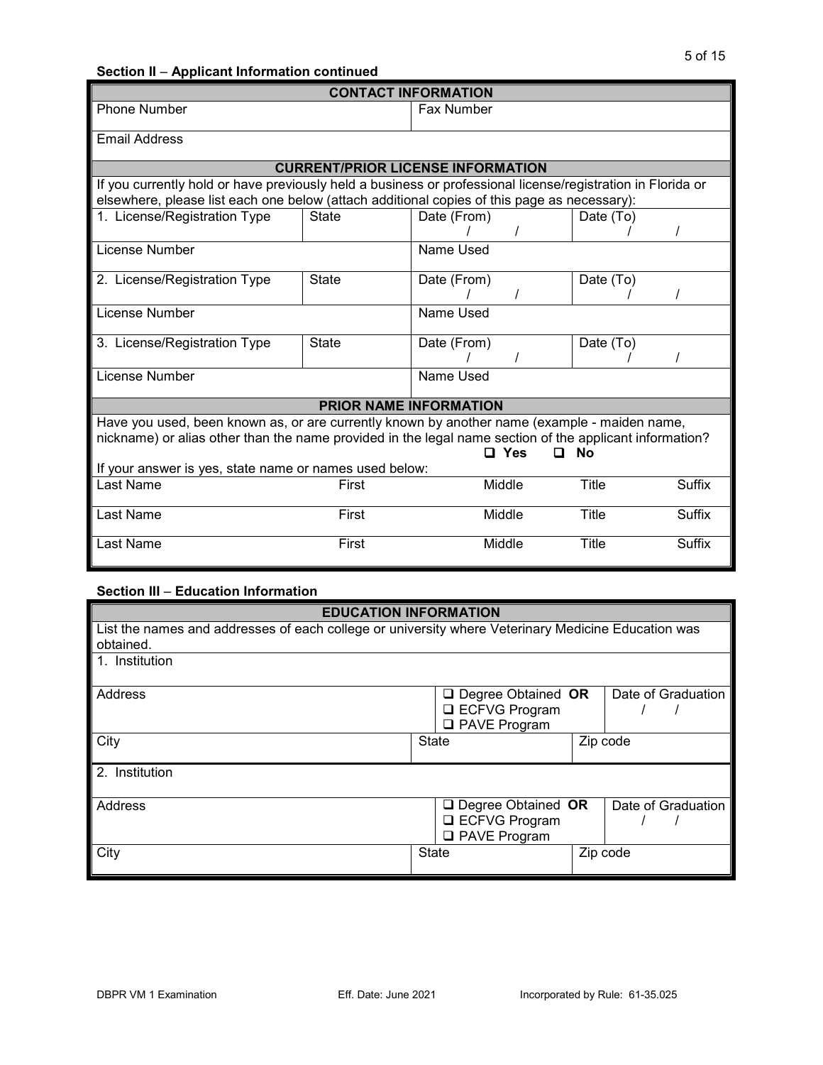**Section II** – **Applicant Information continued**

| **CONTACT INFORMATION** | | | |
|---|---|---|---|
| Phone Number | | Fax Number | |
| Email Address | | | |

| **CURRENT/PRIOR LICENSE INFORMATION** | | | |
|---|---|---|---|
| If you currently hold or have previously held a business or professional license/registration in Florida or elsewhere, please list each one below (attach additional copies of this page as necessary): | | | |
| 1. License/Registration Type | State | Date (From) / / | Date (To) / / |
| License Number | | Name Used | |
| 2. License/Registration Type | State | Date (From) / / | Date (To) / / |
| License Number | | Name Used | |
| 3. License/Registration Type | State | Date (From) / / | Date (To) / / |
| License Number | | Name Used | |

| **PRIOR NAME INFORMATION** | | | | |
|---|---|---|---|---|
| Have you used, been known as, or are currently known by another name (example - maiden name, nickname) or alias other than the name provided in the legal name section of the applicant information? ❑ **Yes** ❑ **No** | | | | |
| If your answer is yes, state name or names used below: | | | | |
| Last Name | First | Middle | Title | Suffix |
| Last Name | First | Middle | Title | Suffix |
| Last Name | First | Middle | Title | Suffix |

**Section III** – **Education Information**

| **EDUCATION INFORMATION** | | | |
|---|---|---|---|
| List the names and addresses of each college or university where Veterinary Medicine Education was obtained. | | | |
| 1. Institution | | | |
| Address | ❑ Degree Obtained **OR**<br>❑ ECFVG Program<br>❑ PAVE Program | | Date of Graduation / / |
| City | State | | Zip code |
| 2. Institution | | | |
| Address | ❑ Degree Obtained **OR**<br>❑ ECFVG Program<br>❑ PAVE Program | | Date of Graduation / / |
| City | State | | Zip code |

DBPR VM 1 Examination Eff. Date: June 2021 Incorporated by Rule: 61-35.025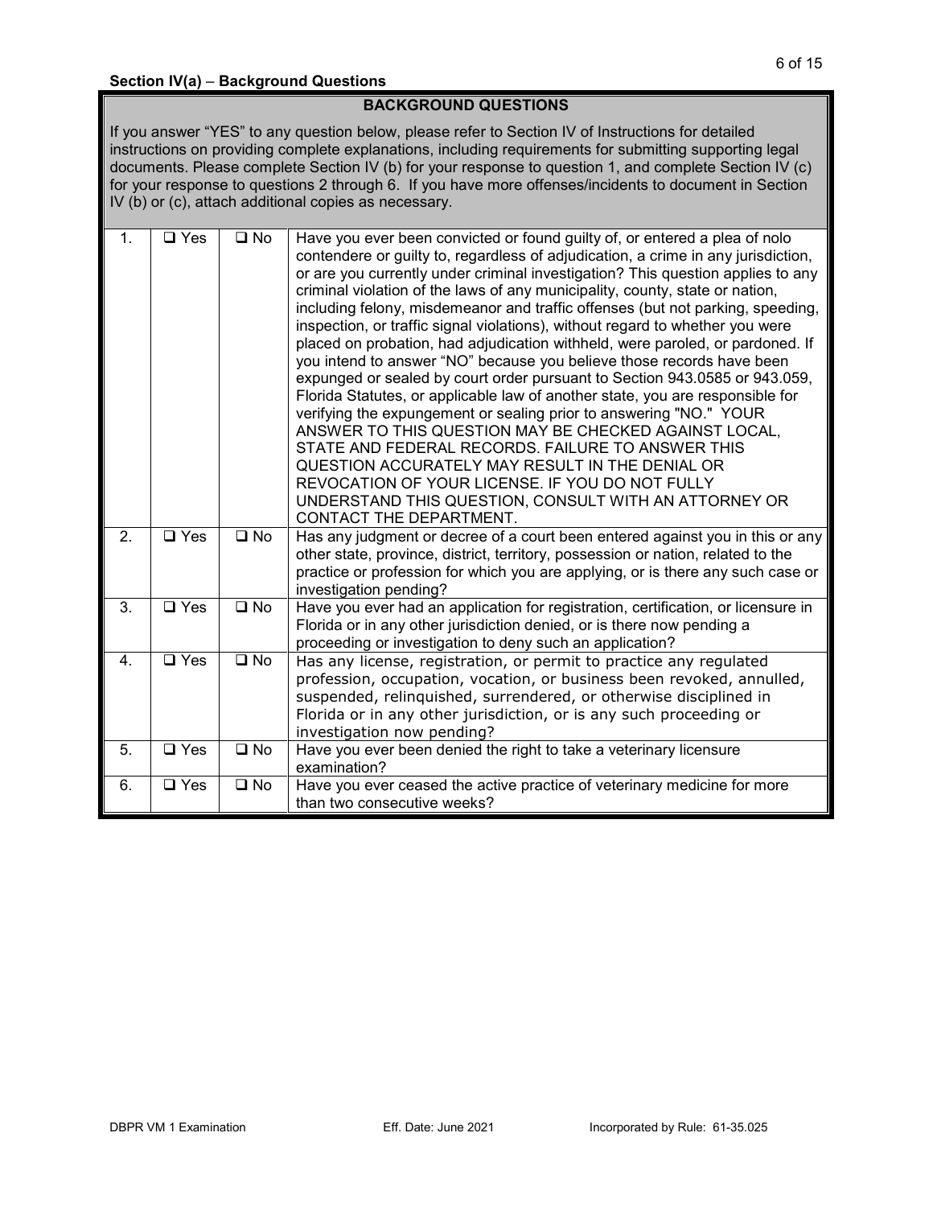### Section IV(a) – Background Questions

**BACKGROUND QUESTIONS**

If you answer "YES" to any question below, please refer to Section IV of Instructions for detailed instructions on providing complete explanations, including requirements for submitting supporting legal documents. Please complete Section IV (b) for your response to question 1, and complete Section IV (c) for your response to questions 2 through 6. If you have more offenses/incidents to document in Section IV (b) or (c), attach additional copies as necessary.

| | | | |
|---|---|---|---|
| 1. | ❑ Yes | ❑ No | Have you ever been convicted or found guilty of, or entered a plea of nolo contendere or guilty to, regardless of adjudication, a crime in any jurisdiction, or are you currently under criminal investigation? This question applies to any criminal violation of the laws of any municipality, county, state or nation, including felony, misdemeanor and traffic offenses (but not parking, speeding, inspection, or traffic signal violations), without regard to whether you were placed on probation, had adjudication withheld, were paroled, or pardoned. If you intend to answer "NO" because you believe those records have been expunged or sealed by court order pursuant to Section 943.0585 or 943.059, Florida Statutes, or applicable law of another state, you are responsible for verifying the expungement or sealing prior to answering "NO." YOUR ANSWER TO THIS QUESTION MAY BE CHECKED AGAINST LOCAL, STATE AND FEDERAL RECORDS. FAILURE TO ANSWER THIS QUESTION ACCURATELY MAY RESULT IN THE DENIAL OR REVOCATION OF YOUR LICENSE. IF YOU DO NOT FULLY UNDERSTAND THIS QUESTION, CONSULT WITH AN ATTORNEY OR CONTACT THE DEPARTMENT. |
| 2. | ❑ Yes | ❑ No | Has any judgment or decree of a court been entered against you in this or any other state, province, district, territory, possession or nation, related to the practice or profession for which you are applying, or is there any such case or investigation pending? |
| 3. | ❑ Yes | ❑ No | Have you ever had an application for registration, certification, or licensure in Florida or in any other jurisdiction denied, or is there now pending a proceeding or investigation to deny such an application? |
| 4. | ❑ Yes | ❑ No | Has any license, registration, or permit to practice any regulated profession, occupation, vocation, or business been revoked, annulled, suspended, relinquished, surrendered, or otherwise disciplined in Florida or in any other jurisdiction, or is any such proceeding or investigation now pending? |
| 5. | ❑ Yes | ❑ No | Have you ever been denied the right to take a veterinary licensure examination? |
| 6. | ❑ Yes | ❑ No | Have you ever ceased the active practice of veterinary medicine for more than two consecutive weeks? |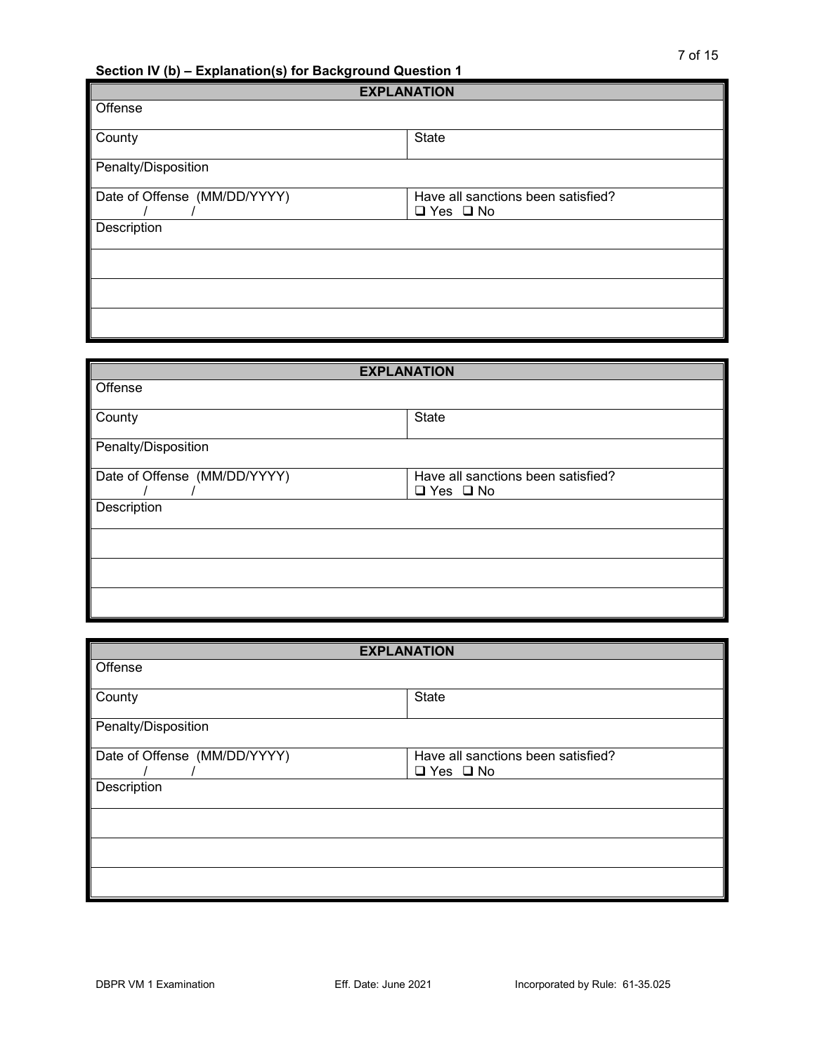**Section IV (b) – Explanation(s) for Background Question 1**

| EXPLANATION | |
|---|---|
| Offense | |
| County | State |
| Penalty/Disposition | |
| Date of Offense (MM/DD/YYYY)<br>/ / | Have all sanctions been satisfied?<br>❑ Yes ❑ No |
| Description | |
| | |
| | |
| | |

| EXPLANATION | |
|---|---|
| Offense | |
| County | State |
| Penalty/Disposition | |
| Date of Offense (MM/DD/YYYY)<br>/ / | Have all sanctions been satisfied?<br>❑ Yes ❑ No |
| Description | |
| | |
| | |
| | |

| EXPLANATION | |
|---|---|
| Offense | |
| County | State |
| Penalty/Disposition | |
| Date of Offense (MM/DD/YYYY)<br>/ / | Have all sanctions been satisfied?<br>❑ Yes ❑ No |
| Description | |
| | |
| | |
| | |

DBPR VM 1 Examination Eff. Date: June 2021 Incorporated by Rule: 61-35.025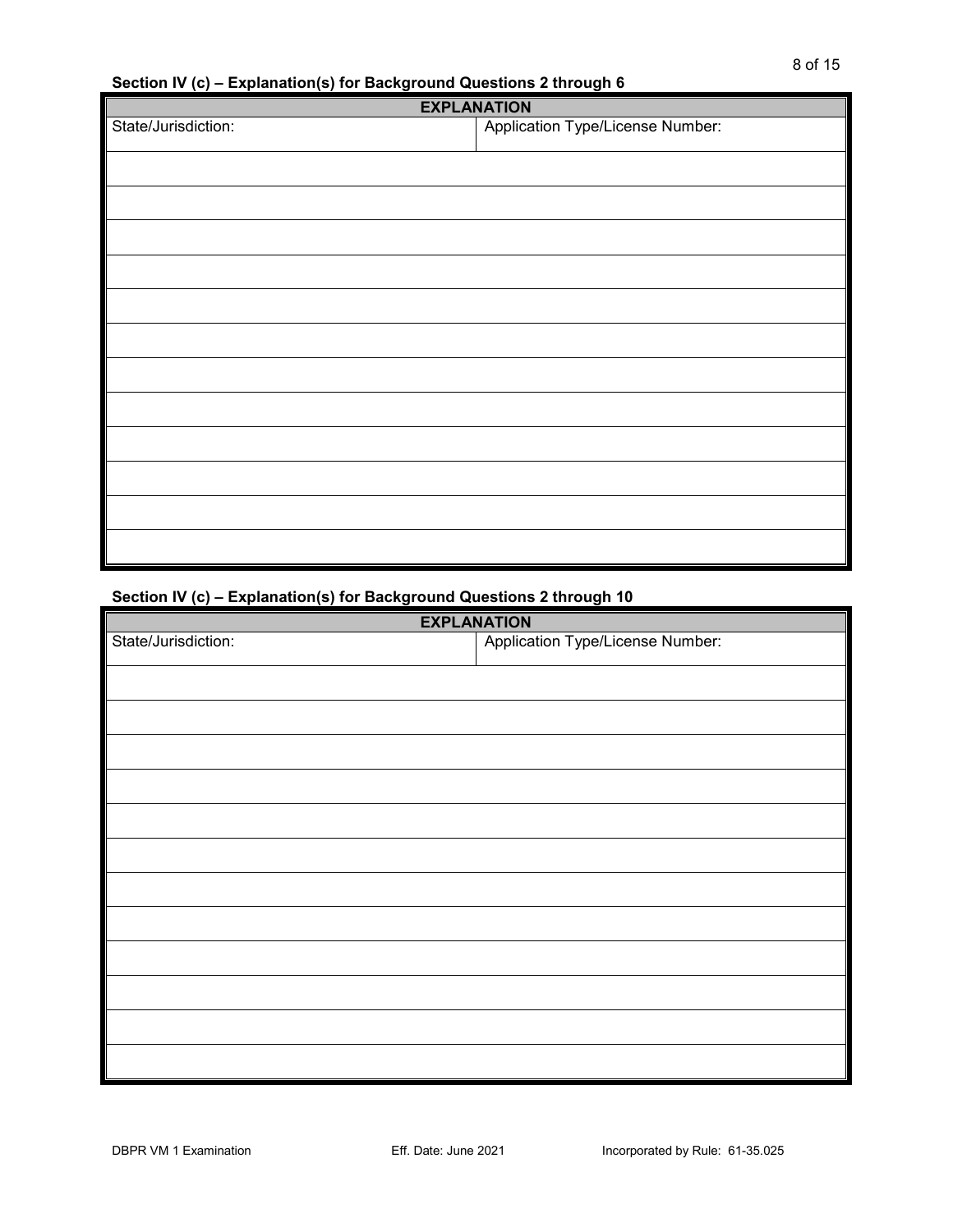### Section IV (c) – Explanation(s) for Background Questions 2 through 6

| EXPLANATION | |
|---|---|
| State/Jurisdiction: | Application Type/License Number: |
| | |
| | |
| | |
| | |
| | |
| | |
| | |
| | |
| | |
| | |
| | |
| | |

### Section IV (c) – Explanation(s) for Background Questions 2 through 10

| EXPLANATION | |
|---|---|
| State/Jurisdiction: | Application Type/License Number: |
| | |
| | |
| | |
| | |
| | |
| | |
| | |
| | |
| | |
| | |
| | |
| | |

DBPR VM 1 Examination Eff. Date: June 2021 Incorporated by Rule: 61-35.025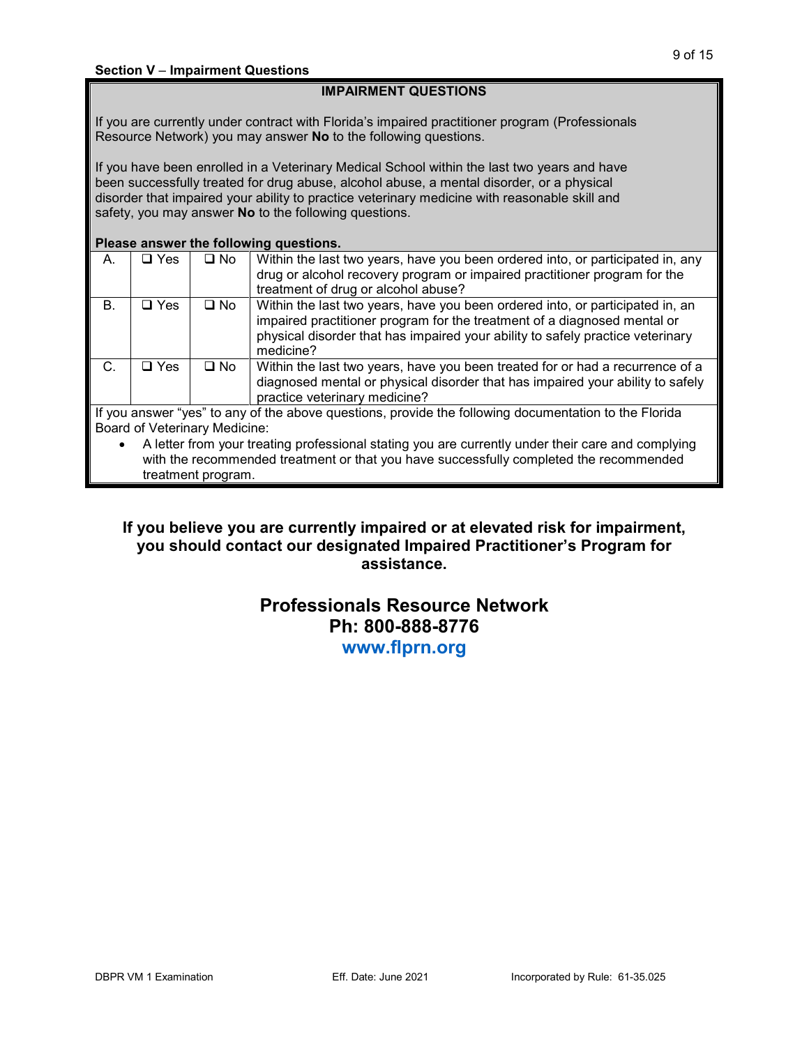**Section V – Impairment Questions**

## IMPAIRMENT QUESTIONS

If you are currently under contract with Florida's impaired practitioner program (Professionals Resource Network) you may answer **No** to the following questions.

If you have been enrolled in a Veterinary Medical School within the last two years and have been successfully treated for drug abuse, alcohol abuse, a mental disorder, or a physical disorder that impaired your ability to practice veterinary medicine with reasonable skill and safety, you may answer **No** to the following questions.

**Please answer the following questions.**

| | | | |
|---|---|---|---|
| A. | ❑ Yes | ❑ No | Within the last two years, have you been ordered into, or participated in, any drug or alcohol recovery program or impaired practitioner program for the treatment of drug or alcohol abuse? |
| B. | ❑ Yes | ❑ No | Within the last two years, have you been ordered into, or participated in, an impaired practitioner program for the treatment of a diagnosed mental or physical disorder that has impaired your ability to safely practice veterinary medicine? |
| C. | ❑ Yes | ❑ No | Within the last two years, have you been treated for or had a recurrence of a diagnosed mental or physical disorder that has impaired your ability to safely practice veterinary medicine? |

If you answer "yes" to any of the above questions, provide the following documentation to the Florida Board of Veterinary Medicine:

- A letter from your treating professional stating you are currently under their care and complying with the recommended treatment or that you have successfully completed the recommended treatment program.

**If you believe you are currently impaired or at elevated risk for impairment, you should contact our designated Impaired Practitioner's Program for assistance.**

**Professionals Resource Network**
**Ph: 800-888-8776**
**www.flprn.org**

DBPR VM 1 Examination　　Eff. Date: June 2021　　Incorporated by Rule: 61-35.025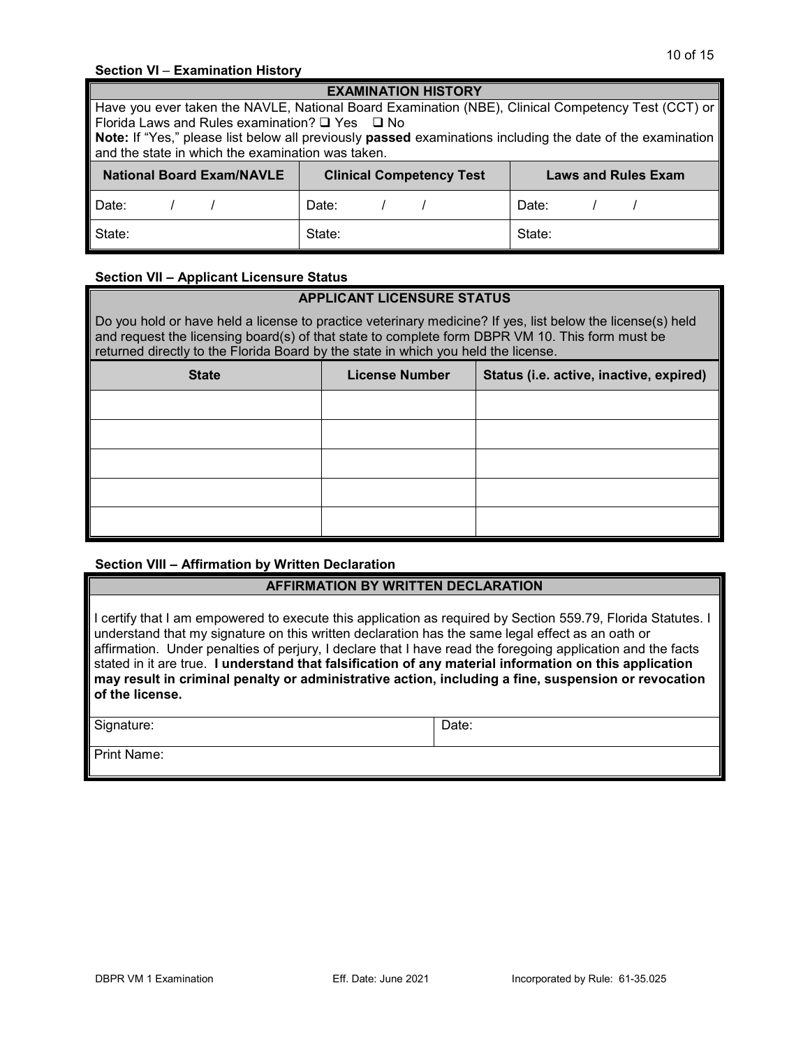### Section VI – Examination History

| EXAMINATION HISTORY | | |
|---|---|---|
| Have you ever taken the NAVLE, National Board Examination (NBE), Clinical Competency Test (CCT) or Florida Laws and Rules examination? ❑ Yes ❑ No<br>**Note:** If "Yes," please list below all previously **passed** examinations including the date of the examination and the state in which the examination was taken. | | |
| **National Board Exam/NAVLE** | **Clinical Competency Test** | **Laws and Rules Exam** |
| Date: / / | Date: / / | Date: / / |
| State: | State: | State: |

### Section VII – Applicant Licensure Status

**APPLICANT LICENSURE STATUS**

Do you hold or have held a license to practice veterinary medicine? If yes, list below the license(s) held and request the licensing board(s) of that state to complete form DBPR VM 10. This form must be returned directly to the Florida Board by the state in which you held the license.

| State | License Number | Status (i.e. active, inactive, expired) |
|---|---|---|
| | | |
| | | |
| | | |
| | | |
| | | |

### Section VIII – Affirmation by Written Declaration

**AFFIRMATION BY WRITTEN DECLARATION**

I certify that I am empowered to execute this application as required by Section 559.79, Florida Statutes. I understand that my signature on this written declaration has the same legal effect as an oath or affirmation. Under penalties of perjury, I declare that I have read the foregoing application and the facts stated in it are true. **I understand that falsification of any material information on this application may result in criminal penalty or administrative action, including a fine, suspension or revocation of the license.**

| Signature: | Date: |
|---|---|
| Print Name: | |

DBPR VM 1 Examination Eff. Date: June 2021 Incorporated by Rule: 61-35.025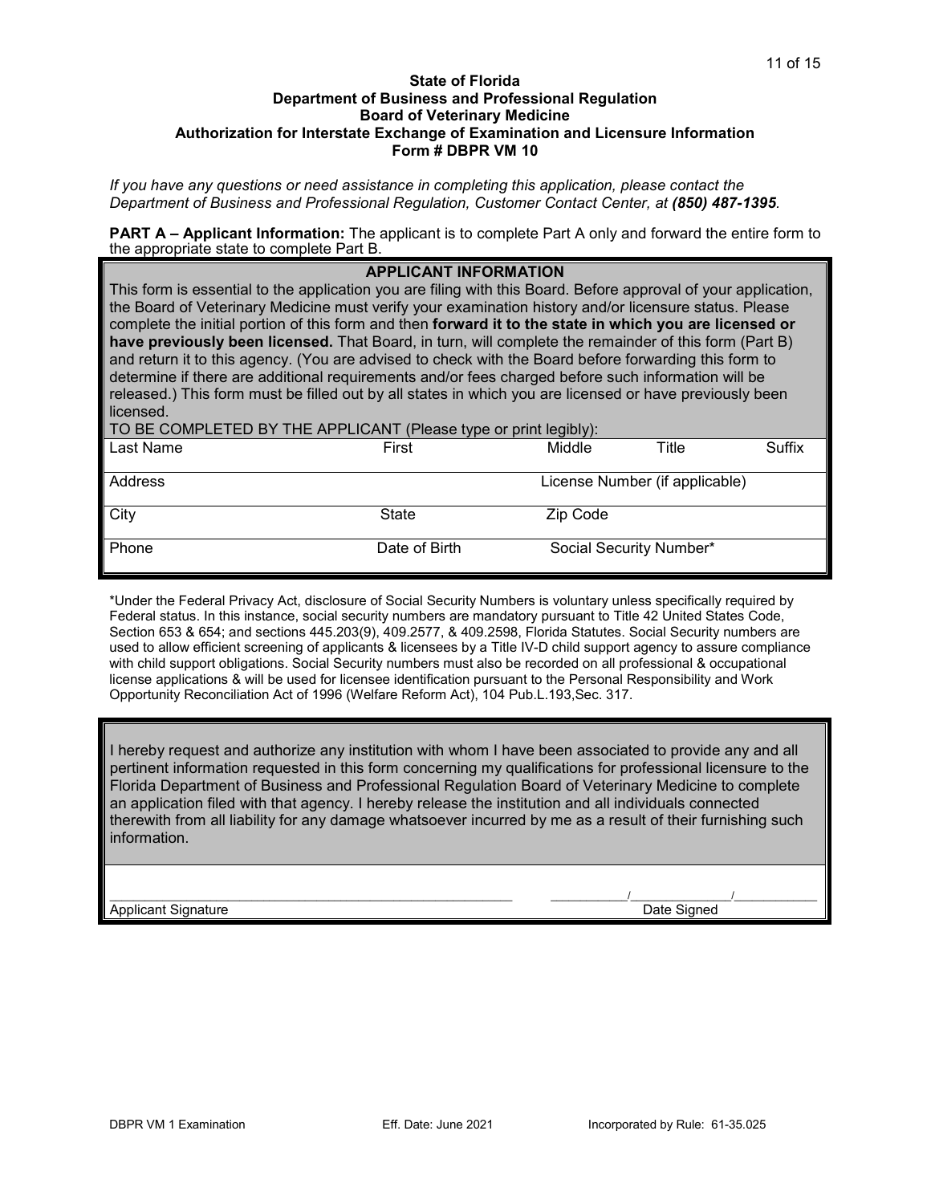**State of Florida**
**Department of Business and Professional Regulation**
**Board of Veterinary Medicine**
**Authorization for Interstate Exchange of Examination and Licensure Information**
**Form # DBPR VM 10**

*If you have any questions or need assistance in completing this application, please contact the Department of Business and Professional Regulation, Customer Contact Center, at* ***(850) 487-1395****.*

**PART A – Applicant Information:** The applicant is to complete Part A only and forward the entire form to the appropriate state to complete Part B.

**APPLICANT INFORMATION**

This form is essential to the application you are filing with this Board. Before approval of your application, the Board of Veterinary Medicine must verify your examination history and/or licensure status. Please complete the initial portion of this form and then **forward it to the state in which you are licensed or have previously been licensed.** That Board, in turn, will complete the remainder of this form (Part B) and return it to this agency. (You are advised to check with the Board before forwarding this form to determine if there are additional requirements and/or fees charged before such information will be released.) This form must be filled out by all states in which you are licensed or have previously been licensed.

TO BE COMPLETED BY THE APPLICANT (Please type or print legibly):

| Last Name | First | Middle | Title | Suffix |
|---|---|---|---|---|
| Address | | License Number (if applicable) | | |
| City | State | Zip Code | | |
| Phone | Date of Birth | Social Security Number* | | |

*Under the Federal Privacy Act, disclosure of Social Security Numbers is voluntary unless specifically required by Federal status. In this instance, social security numbers are mandatory pursuant to Title 42 United States Code, Section 653 & 654; and sections 445.203(9), 409.2577, & 409.2598, Florida Statutes. Social Security numbers are used to allow efficient screening of applicants & licensees by a Title IV-D child support agency to assure compliance with child support obligations. Social Security numbers must also be recorded on all professional & occupational license applications & will be used for licensee identification pursuant to the Personal Responsibility and Work Opportunity Reconciliation Act of 1996 (Welfare Reform Act), 104 Pub.L.193,Sec. 317.

I hereby request and authorize any institution with whom I have been associated to provide any and all pertinent information requested in this form concerning my qualifications for professional licensure to the Florida Department of Business and Professional Regulation Board of Veterinary Medicine to complete an application filed with that agency. I hereby release the institution and all individuals connected therewith from all liability for any damage whatsoever incurred by me as a result of their furnishing such information.

_______________________________________________ ______/________/________

Applicant Signature Date Signed

DBPR VM 1 Examination Eff. Date: June 2021 Incorporated by Rule: 61-35.025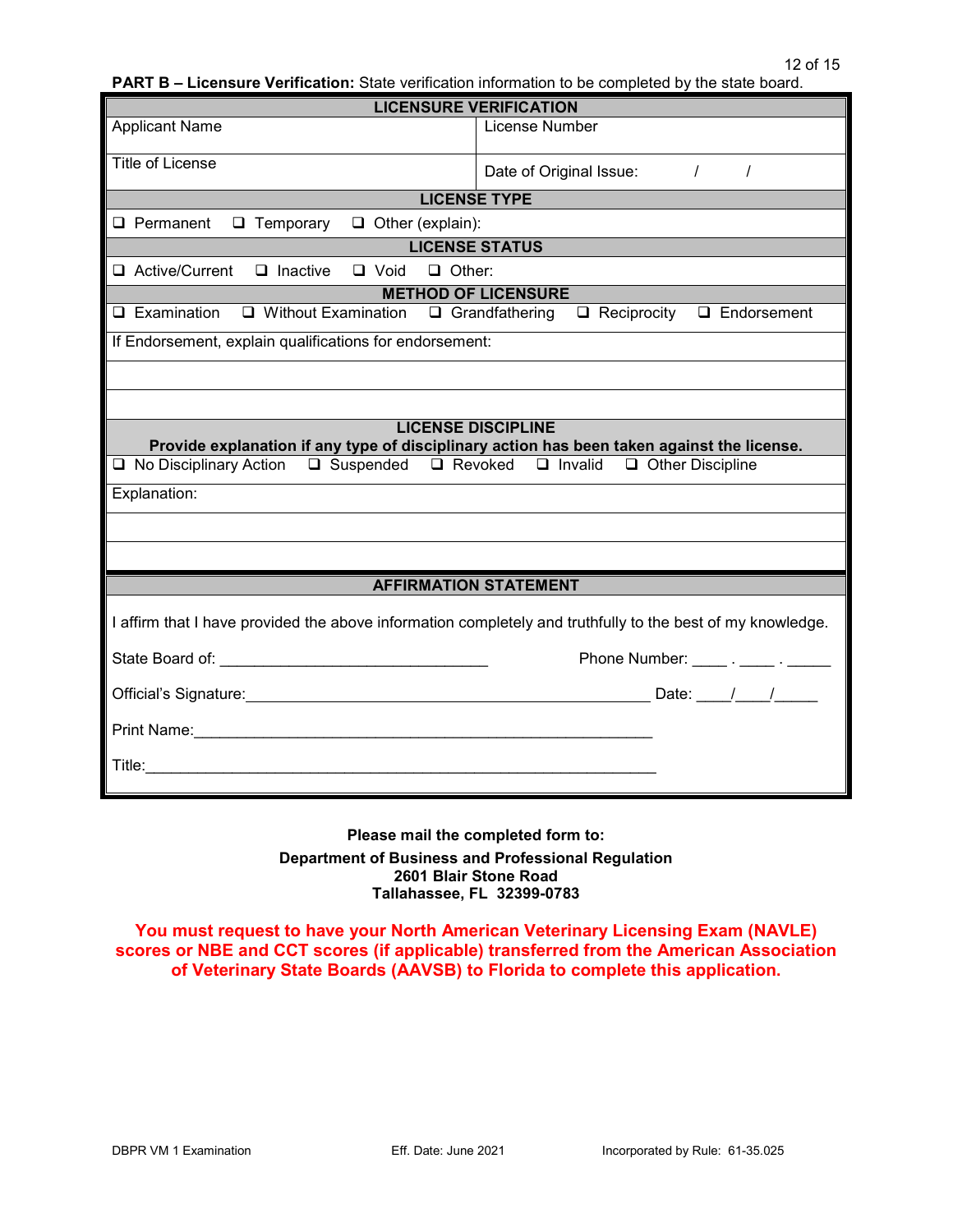**PART B – Licensure Verification:** State verification information to be completed by the state board.

| LICENSURE VERIFICATION | |
|---|---|
| Applicant Name | License Number |
| Title of License | Date of Original Issue: / / |

**LICENSE TYPE**

❑ Permanent ❑ Temporary ❑ Other (explain):

**LICENSE STATUS**

❑ Active/Current ❑ Inactive ❑ Void ❑ Other:

**METHOD OF LICENSURE**

❑ Examination ❑ Without Examination ❑ Grandfathering ❑ Reciprocity ❑ Endorsement

If Endorsement, explain qualifications for endorsement:

**LICENSE DISCIPLINE**

**Provide explanation if any type of disciplinary action has been taken against the license.**

❑ No Disciplinary Action ❑ Suspended ❑ Revoked ❑ Invalid ❑ Other Discipline

Explanation:

**AFFIRMATION STATEMENT**

I affirm that I have provided the above information completely and truthfully to the best of my knowledge.

State Board of: _______________________________ Phone Number: ____ . ____ . _____

Official's Signature: _______________________________________________ Date: ____/____/_____

Print Name: _____________________________________________________

Title: ___________________________________________________________

**Please mail the completed form to:**

**Department of Business and Professional Regulation**
**2601 Blair Stone Road**
**Tallahassee, FL 32399-0783**

**You must request to have your North American Veterinary Licensing Exam (NAVLE) scores or NBE and CCT scores (if applicable) transferred from the American Association of Veterinary State Boards (AAVSB) to Florida to complete this application.**

DBPR VM 1 Examination Eff. Date: June 2021 Incorporated by Rule: 61-35.025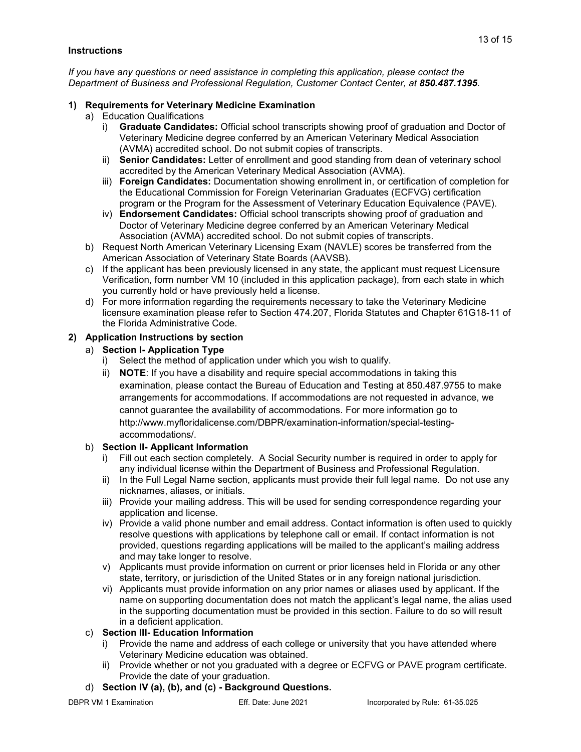**Instructions**

*If you have any questions or need assistance in completing this application, please contact the Department of Business and Professional Regulation, Customer Contact Center, at **850.487.1395**.*

1) **Requirements for Veterinary Medicine Examination**
   a) Education Qualifications
      i) **Graduate Candidates:** Official school transcripts showing proof of graduation and Doctor of Veterinary Medicine degree conferred by an American Veterinary Medical Association (AVMA) accredited school. Do not submit copies of transcripts.
      ii) **Senior Candidates:** Letter of enrollment and good standing from dean of veterinary school accredited by the American Veterinary Medical Association (AVMA).
      iii) **Foreign Candidates:** Documentation showing enrollment in, or certification of completion for the Educational Commission for Foreign Veterinarian Graduates (ECFVG) certification program or the Program for the Assessment of Veterinary Education Equivalence (PAVE).
      iv) **Endorsement Candidates:** Official school transcripts showing proof of graduation and Doctor of Veterinary Medicine degree conferred by an American Veterinary Medical Association (AVMA) accredited school. Do not submit copies of transcripts.
   b) Request North American Veterinary Licensing Exam (NAVLE) scores be transferred from the American Association of Veterinary State Boards (AAVSB).
   c) If the applicant has been previously licensed in any state, the applicant must request Licensure Verification, form number VM 10 (included in this application package), from each state in which you currently hold or have previously held a license.
   d) For more information regarding the requirements necessary to take the Veterinary Medicine licensure examination please refer to Section 474.207, Florida Statutes and Chapter 61G18-11 of the Florida Administrative Code.

2) **Application Instructions by section**
   a) **Section I- Application Type**
      i) Select the method of application under which you wish to qualify.
      ii) **NOTE**: If you have a disability and require special accommodations in taking this examination, please contact the Bureau of Education and Testing at 850.487.9755 to make arrangements for accommodations. If accommodations are not requested in advance, we cannot guarantee the availability of accommodations. For more information go to http://www.myfloridalicense.com/DBPR/examination-information/special-testing-accommodations/.
   b) **Section II- Applicant Information**
      i) Fill out each section completely. A Social Security number is required in order to apply for any individual license within the Department of Business and Professional Regulation.
      ii) In the Full Legal Name section, applicants must provide their full legal name. Do not use any nicknames, aliases, or initials.
      iii) Provide your mailing address. This will be used for sending correspondence regarding your application and license.
      iv) Provide a valid phone number and email address. Contact information is often used to quickly resolve questions with applications by telephone call or email. If contact information is not provided, questions regarding applications will be mailed to the applicant's mailing address and may take longer to resolve.
      v) Applicants must provide information on current or prior licenses held in Florida or any other state, territory, or jurisdiction of the United States or in any foreign national jurisdiction.
      vi) Applicants must provide information on any prior names or aliases used by applicant. If the name on supporting documentation does not match the applicant's legal name, the alias used in the supporting documentation must be provided in this section. Failure to do so will result in a deficient application.
   c) **Section III- Education Information**
      i) Provide the name and address of each college or university that you have attended where Veterinary Medicine education was obtained.
      ii) Provide whether or not you graduated with a degree or ECFVG or PAVE program certificate. Provide the date of your graduation.
   d) **Section IV (a), (b), and (c) - Background Questions.**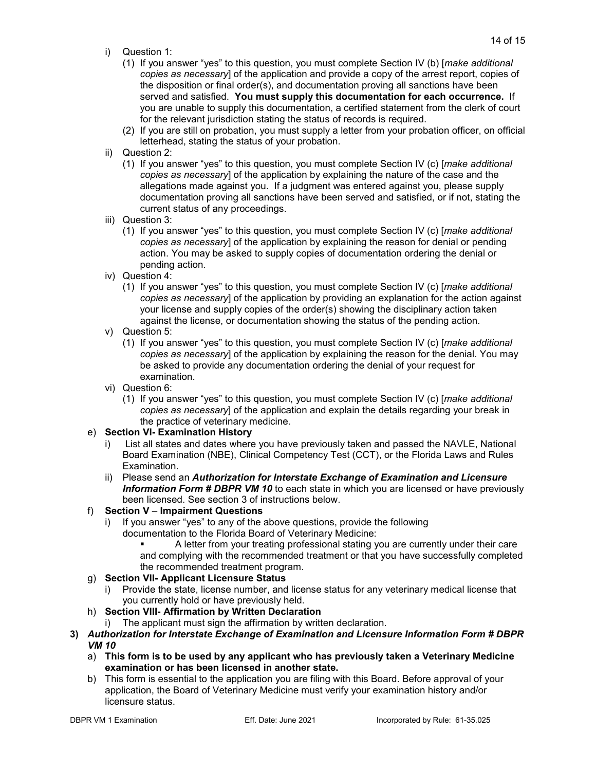- i) Question 1:
  - (1) If you answer "yes" to this question, you must complete Section IV (b) [*make additional copies as necessary*] of the application and provide a copy of the arrest report, copies of the disposition or final order(s), and documentation proving all sanctions have been served and satisfied. **You must supply this documentation for each occurrence.** If you are unable to supply this documentation, a certified statement from the clerk of court for the relevant jurisdiction stating the status of records is required.
  - (2) If you are still on probation, you must supply a letter from your probation officer, on official letterhead, stating the status of your probation.
- ii) Question 2:
  - (1) If you answer "yes" to this question, you must complete Section IV (c) [*make additional copies as necessary*] of the application by explaining the nature of the case and the allegations made against you. If a judgment was entered against you, please supply documentation proving all sanctions have been served and satisfied, or if not, stating the current status of any proceedings.
- iii) Question 3:
  - (1) If you answer "yes" to this question, you must complete Section IV (c) [*make additional copies as necessary*] of the application by explaining the reason for denial or pending action. You may be asked to supply copies of documentation ordering the denial or pending action.
- iv) Question 4:
  - (1) If you answer "yes" to this question, you must complete Section IV (c) [*make additional copies as necessary*] of the application by providing an explanation for the action against your license and supply copies of the order(s) showing the disciplinary action taken against the license, or documentation showing the status of the pending action.
- v) Question 5:
  - (1) If you answer "yes" to this question, you must complete Section IV (c) [*make additional copies as necessary*] of the application by explaining the reason for the denial. You may be asked to provide any documentation ordering the denial of your request for examination.
- vi) Question 6:
  - (1) If you answer "yes" to this question, you must complete Section IV (c) [*make additional copies as necessary*] of the application and explain the details regarding your break in the practice of veterinary medicine.

e) **Section VI- Examination History**
- i) List all states and dates where you have previously taken and passed the NAVLE, National Board Examination (NBE), Clinical Competency Test (CCT), or the Florida Laws and Rules Examination.
- ii) Please send an ***Authorization for Interstate Exchange of Examination and Licensure Information Form # DBPR VM 10*** to each state in which you are licensed or have previously been licensed. See section 3 of instructions below.

f) **Section V – Impairment Questions**
- i) If you answer "yes" to any of the above questions, provide the following documentation to the Florida Board of Veterinary Medicine:
  - A letter from your treating professional stating you are currently under their care and complying with the recommended treatment or that you have successfully completed the recommended treatment program.

g) **Section VII- Applicant Licensure Status**
- i) Provide the state, license number, and license status for any veterinary medical license that you currently hold or have previously held.

h) **Section VIII- Affirmation by Written Declaration**
- i) The applicant must sign the affirmation by written declaration.

**3)** ***Authorization for Interstate Exchange of Examination and Licensure Information Form # DBPR VM 10***

a) **This form is to be used by any applicant who has previously taken a Veterinary Medicine examination or has been licensed in another state.**

b) This form is essential to the application you are filing with this Board. Before approval of your application, the Board of Veterinary Medicine must verify your examination history and/or licensure status.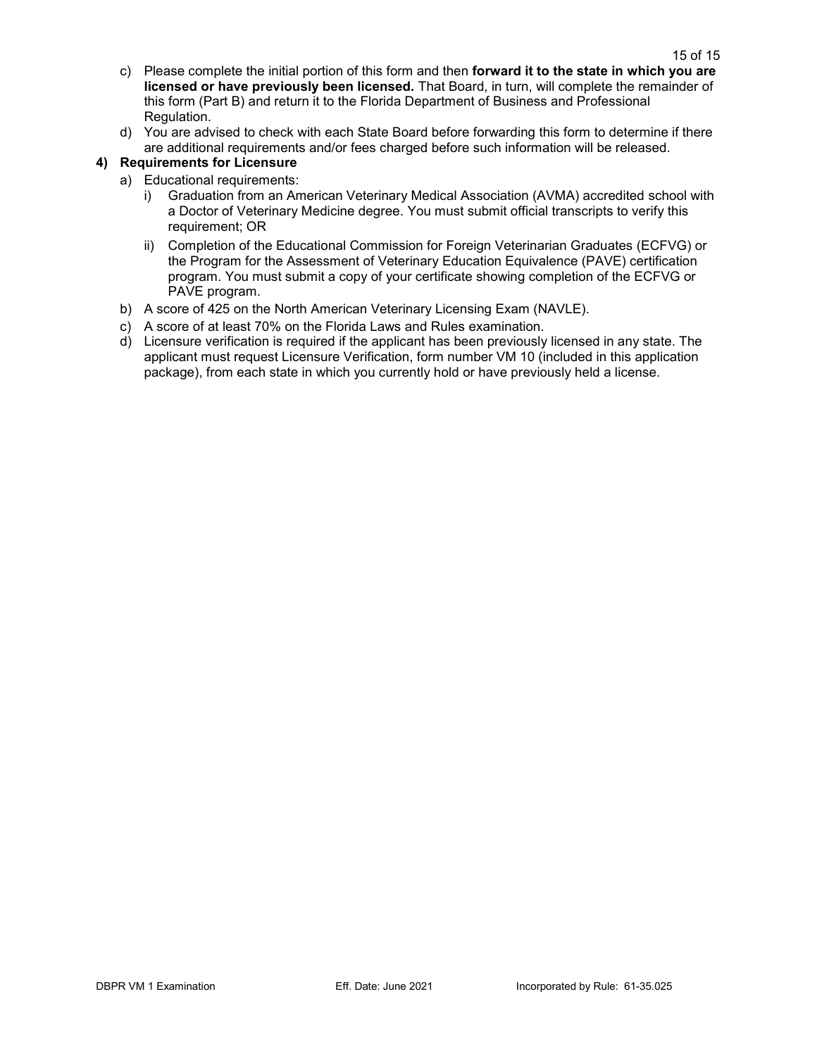c) Please complete the initial portion of this form and then **forward it to the state in which you are licensed or have previously been licensed.** That Board, in turn, will complete the remainder of this form (Part B) and return it to the Florida Department of Business and Professional Regulation.

d) You are advised to check with each State Board before forwarding this form to determine if there are additional requirements and/or fees charged before such information will be released.

**4) Requirements for Licensure**

a) Educational requirements:

i) Graduation from an American Veterinary Medical Association (AVMA) accredited school with a Doctor of Veterinary Medicine degree. You must submit official transcripts to verify this requirement; OR

ii) Completion of the Educational Commission for Foreign Veterinarian Graduates (ECFVG) or the Program for the Assessment of Veterinary Education Equivalence (PAVE) certification program. You must submit a copy of your certificate showing completion of the ECFVG or PAVE program.

b) A score of 425 on the North American Veterinary Licensing Exam (NAVLE).

c) A score of at least 70% on the Florida Laws and Rules examination.

d) Licensure verification is required if the applicant has been previously licensed in any state. The applicant must request Licensure Verification, form number VM 10 (included in this application package), from each state in which you currently hold or have previously held a license.